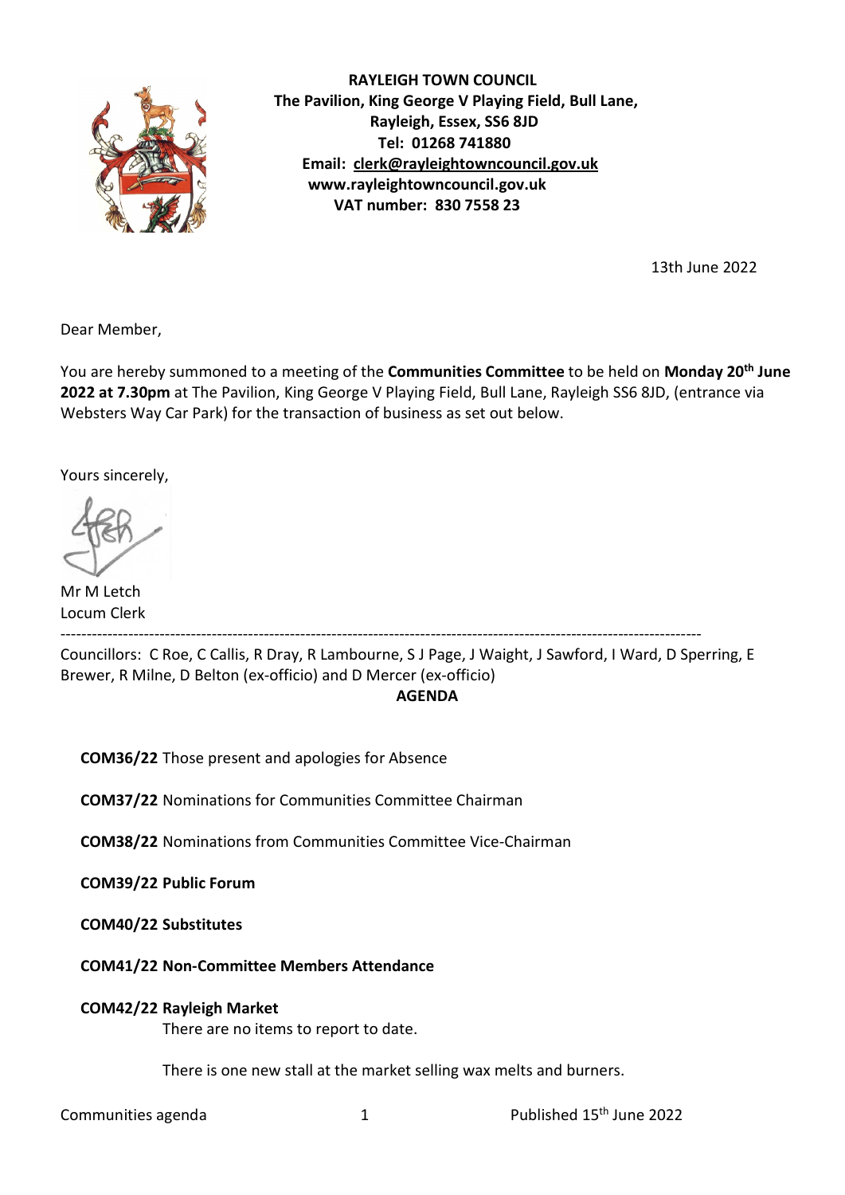**RAYLEIGH TOWN COUNCIL**
**The Pavilion, King George V Playing Field, Bull Lane,**
**Rayleigh, Essex, SS6 8JD**
**Tel: 01268 741880**
**Email: clerk@rayleightowncouncil.gov.uk**
**www.rayleightowncouncil.gov.uk**
**VAT number: 830 7558 23**

13th June 2022

Dear Member,

You are hereby summoned to a meeting of the **Communities Committee** to be held on **Monday 20th June 2022 at 7.30pm** at The Pavilion, King George V Playing Field, Bull Lane, Rayleigh SS6 8JD, (entrance via Websters Way Car Park) for the transaction of business as set out below.

Yours sincerely,

Mr M Letch
Locum Clerk

---

Councillors: C Roe, C Callis, R Dray, R Lambourne, S J Page, J Waight, J Sawford, I Ward, D Sperring, E Brewer, R Milne, D Belton (ex-officio) and D Mercer (ex-officio)

**AGENDA**

**COM36/22** Those present and apologies for Absence

**COM37/22** Nominations for Communities Committee Chairman

**COM38/22** Nominations from Communities Committee Vice-Chairman

**COM39/22 Public Forum**

**COM40/22 Substitutes**

**COM41/22 Non-Committee Members Attendance**

**COM42/22 Rayleigh Market**

There are no items to report to date.

There is one new stall at the market selling wax melts and burners.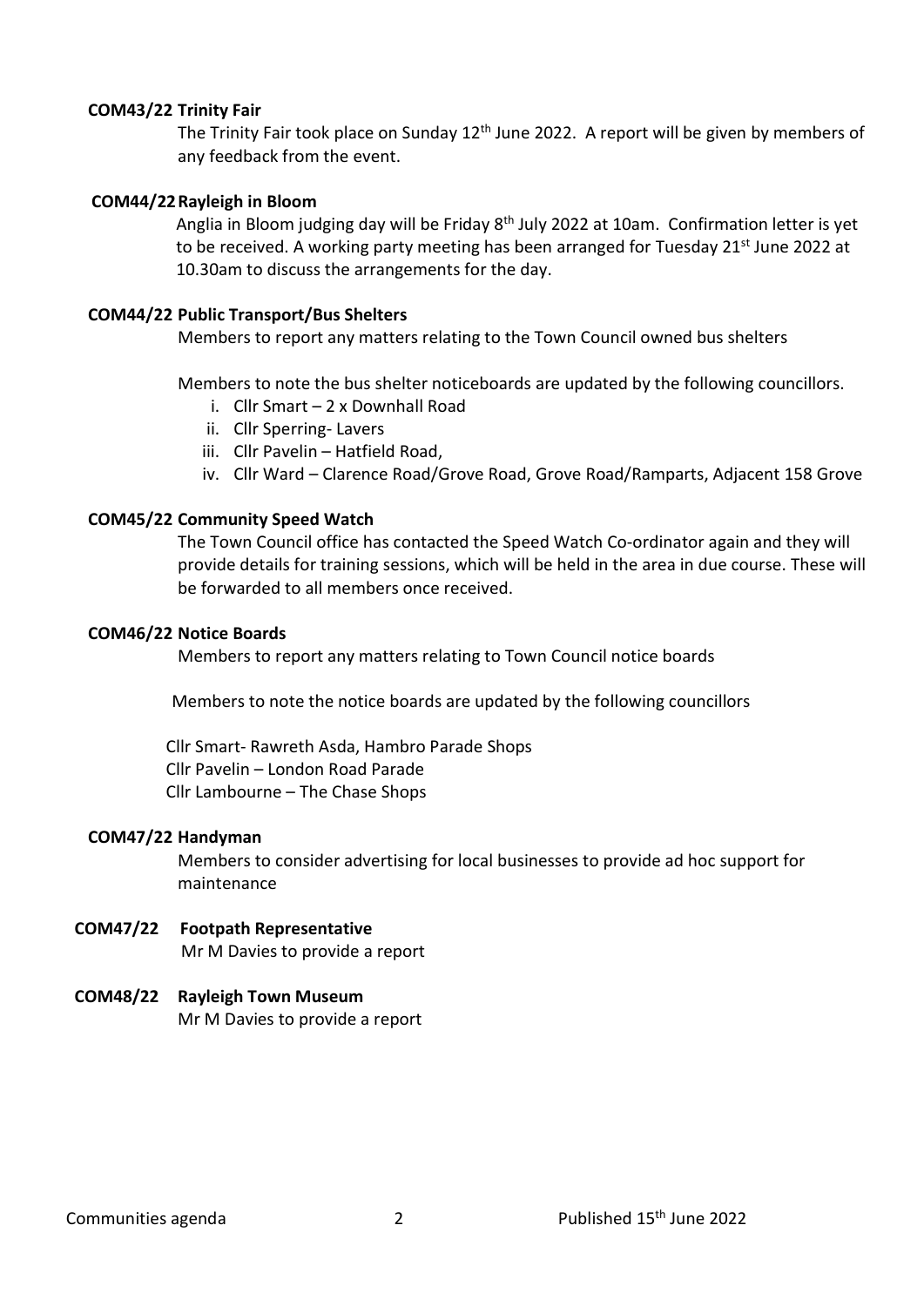**COM43/22 Trinity Fair**

The Trinity Fair took place on Sunday 12th June 2022. A report will be given by members of any feedback from the event.

**COM44/22 Rayleigh in Bloom**

Anglia in Bloom judging day will be Friday 8th July 2022 at 10am. Confirmation letter is yet to be received. A working party meeting has been arranged for Tuesday 21st June 2022 at 10.30am to discuss the arrangements for the day.

**COM44/22 Public Transport/Bus Shelters**

Members to report any matters relating to the Town Council owned bus shelters

Members to note the bus shelter noticeboards are updated by the following councillors.

i. Cllr Smart – 2 x Downhall Road
ii. Cllr Sperring- Lavers
iii. Cllr Pavelin – Hatfield Road,
iv. Cllr Ward – Clarence Road/Grove Road, Grove Road/Ramparts, Adjacent 158 Grove

**COM45/22 Community Speed Watch**

The Town Council office has contacted the Speed Watch Co-ordinator again and they will provide details for training sessions, which will be held in the area in due course. These will be forwarded to all members once received.

**COM46/22 Notice Boards**

Members to report any matters relating to Town Council notice boards

Members to note the notice boards are updated by the following councillors

Cllr Smart- Rawreth Asda, Hambro Parade Shops
Cllr Pavelin – London Road Parade
Cllr Lambourne – The Chase Shops

**COM47/22 Handyman**

Members to consider advertising for local businesses to provide ad hoc support for maintenance

**COM47/22 Footpath Representative**

Mr M Davies to provide a report

**COM48/22 Rayleigh Town Museum**

Mr M Davies to provide a report